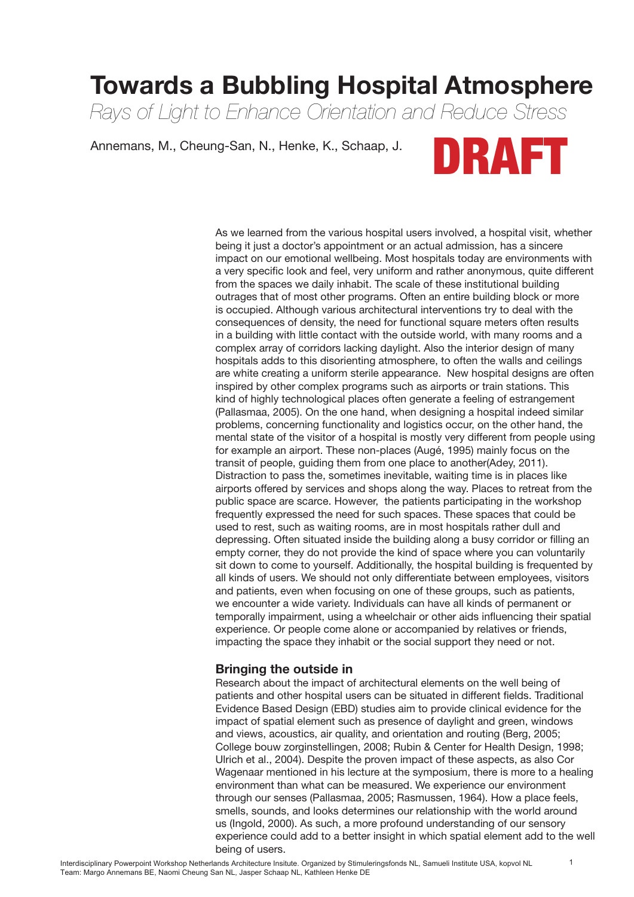# Towards a Bubbling Hospital Atmosphere

*Rays of Light to Enhance Orientation and Reduce Stress*

Annemans, M., Cheung-San, N., Henke, K., Schaap, J.

DRAFT

As we learned from the various hospital users involved, a hospital visit, whether being it just a doctor's appointment or an actual admission, has a sincere impact on our emotional wellbeing. Most hospitals today are environments with a very specific look and feel, very uniform and rather anonymous, quite different from the spaces we daily inhabit. The scale of these institutional building outrages that of most other programs. Often an entire building block or more is occupied. Although various architectural interventions try to deal with the consequences of density, the need for functional square meters often results in a building with little contact with the outside world, with many rooms and a complex array of corridors lacking daylight. Also the interior design of many hospitals adds to this disorienting atmosphere, to often the walls and ceilings are white creating a uniform sterile appearance. New hospital designs are often inspired by other complex programs such as airports or train stations. This kind of highly technological places often generate a feeling of estrangement (Pallasmaa, 2005). On the one hand, when designing a hospital indeed similar problems, concerning functionality and logistics occur, on the other hand, the mental state of the visitor of a hospital is mostly very different from people using for example an airport. These non-places (Augé, 1995) mainly focus on the transit of people, guiding them from one place to another(Adey, 2011). Distraction to pass the, sometimes inevitable, waiting time is in places like airports offered by services and shops along the way. Places to retreat from the public space are scarce. However, the patients participating in the workshop frequently expressed the need for such spaces. These spaces that could be used to rest, such as waiting rooms, are in most hospitals rather dull and depressing. Often situated inside the building along a busy corridor or filling an empty corner, they do not provide the kind of space where you can voluntarily sit down to come to yourself. Additionally, the hospital building is frequented by all kinds of users. We should not only differentiate between employees, visitors and patients, even when focusing on one of these groups, such as patients, we encounter a wide variety. Individuals can have all kinds of permanent or temporally impairment, using a wheelchair or other aids influencing their spatial experience. Or people come alone or accompanied by relatives or friends, impacting the space they inhabit or the social support they need or not.

## Bringing the outside in

Research about the impact of architectural elements on the well being of patients and other hospital users can be situated in different fields. Traditional Evidence Based Design (EBD) studies aim to provide clinical evidence for the impact of spatial element such as presence of daylight and green, windows and views, acoustics, air quality, and orientation and routing (Berg, 2005; College bouw zorginstellingen, 2008; Rubin & Center for Health Design, 1998; Ulrich et al., 2004). Despite the proven impact of these aspects, as also Cor Wagenaar mentioned in his lecture at the symposium, there is more to a healing environment than what can be measured. We experience our environment through our senses (Pallasmaa, 2005; Rasmussen, 1964). How a place feels, smells, sounds, and looks determines our relationship with the world around us (Ingold, 2000). As such, a more profound understanding of our sensory experience could add to a better insight in which spatial element add to the well being of users.

Interdisciplinary Powerpoint Workshop Netherlands Architecture Insitute. Organized by Stimuleringsfonds NL, Samueli Institute USA, kopvol NL
Team: Margo Annemans BE, Naomi Cheung San NL, Jasper Schaap NL, Kathleen Henke DE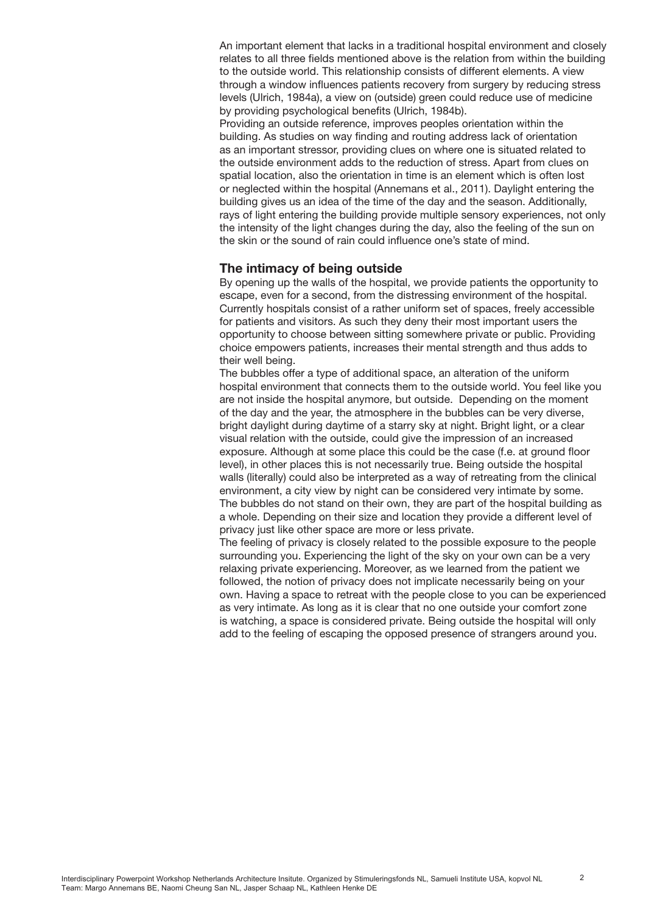An important element that lacks in a traditional hospital environment and closely relates to all three fields mentioned above is the relation from within the building to the outside world. This relationship consists of different elements. A view through a window influences patients recovery from surgery by reducing stress levels (Ulrich, 1984a), a view on (outside) green could reduce use of medicine by providing psychological benefits (Ulrich, 1984b).
Providing an outside reference, improves peoples orientation within the building. As studies on way finding and routing address lack of orientation as an important stressor, providing clues on where one is situated related to the outside environment adds to the reduction of stress. Apart from clues on spatial location, also the orientation in time is an element which is often lost or neglected within the hospital (Annemans et al., 2011). Daylight entering the building gives us an idea of the time of the day and the season. Additionally, rays of light entering the building provide multiple sensory experiences, not only the intensity of the light changes during the day, also the feeling of the sun on the skin or the sound of rain could influence one's state of mind.

## The intimacy of being outside

By opening up the walls of the hospital, we provide patients the opportunity to escape, even for a second, from the distressing environment of the hospital. Currently hospitals consist of a rather uniform set of spaces, freely accessible for patients and visitors. As such they deny their most important users the opportunity to choose between sitting somewhere private or public. Providing choice empowers patients, increases their mental strength and thus adds to their well being.
The bubbles offer a type of additional space, an alteration of the uniform hospital environment that connects them to the outside world. You feel like you are not inside the hospital anymore, but outside. Depending on the moment of the day and the year, the atmosphere in the bubbles can be very diverse, bright daylight during daytime of a starry sky at night. Bright light, or a clear visual relation with the outside, could give the impression of an increased exposure. Although at some place this could be the case (f.e. at ground floor level), in other places this is not necessarily true. Being outside the hospital walls (literally) could also be interpreted as a way of retreating from the clinical environment, a city view by night can be considered very intimate by some. The bubbles do not stand on their own, they are part of the hospital building as a whole. Depending on their size and location they provide a different level of privacy just like other space are more or less private.
The feeling of privacy is closely related to the possible exposure to the people surrounding you. Experiencing the light of the sky on your own can be a very relaxing private experiencing. Moreover, as we learned from the patient we followed, the notion of privacy does not implicate necessarily being on your own. Having a space to retreat with the people close to you can be experienced as very intimate. As long as it is clear that no one outside your comfort zone is watching, a space is considered private. Being outside the hospital will only add to the feeling of escaping the opposed presence of strangers around you.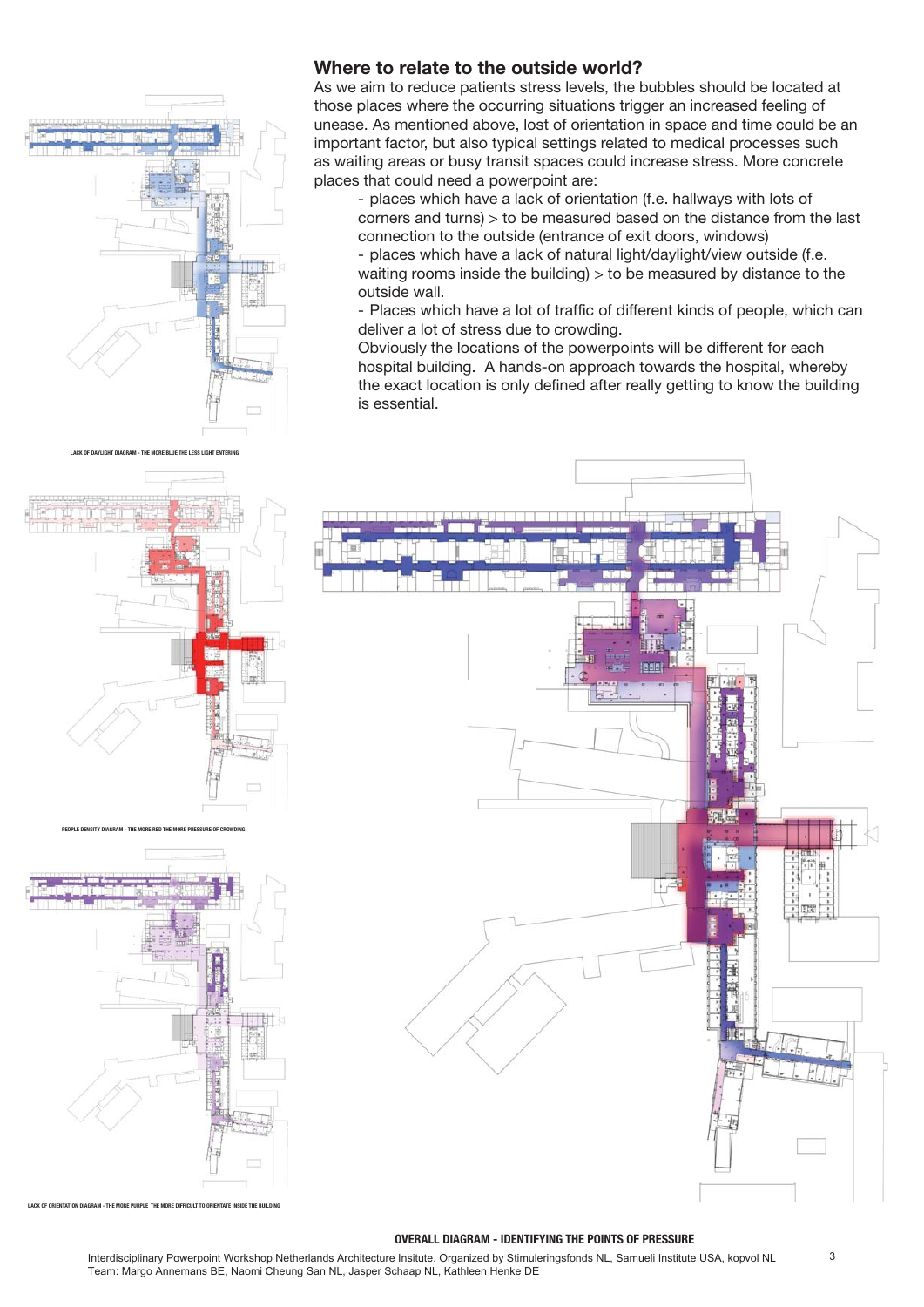## Where to relate to the outside world?

As we aim to reduce patients stress levels, the bubbles should be located at those places where the occurring situations trigger an increased feeling of unease. As mentioned above, lost of orientation in space and time could be an important factor, but also typical settings related to medical processes such as waiting areas or busy transit spaces could increase stress. More concrete places that could need a powerpoint are:

- places which have a lack of orientation (f.e. hallways with lots of corners and turns) > to be measured based on the distance from the last connection to the outside (entrance of exit doors, windows)
- places which have a lack of natural light/daylight/view outside (f.e. waiting rooms inside the building) > to be measured by distance to the outside wall.
- Places which have a lot of traffic of different kinds of people, which can deliver a lot of stress due to crowding.

Obviously the locations of the powerpoints will be different for each hospital building. A hands-on approach towards the hospital, whereby the exact location is only defined after really getting to know the building is essential.

LACK OF DAYLIGHT DIAGRAM - THE MORE BLUE THE LESS LIGHT ENTERING

PEOPLE DENSITY DIAGRAM - THE MORE RED THE MORE PRESSURE OF CROWDING

LACK OF ORIENTATION DIAGRAM - THE MORE PURPLE THE MORE DIFFICULT TO ORIENTATE INSIDE THE BUILDING

OVERALL DIAGRAM - IDENTIFYING THE POINTS OF PRESSURE

Interdisciplinary Powerpoint Workshop Netherlands Architecture Insitute. Organized by Stimuleringsfonds NL, Samueli Institute USA, kopvol NL
Team: Margo Annemans BE, Naomi Cheung San NL, Jasper Schaap NL, Kathleen Henke DE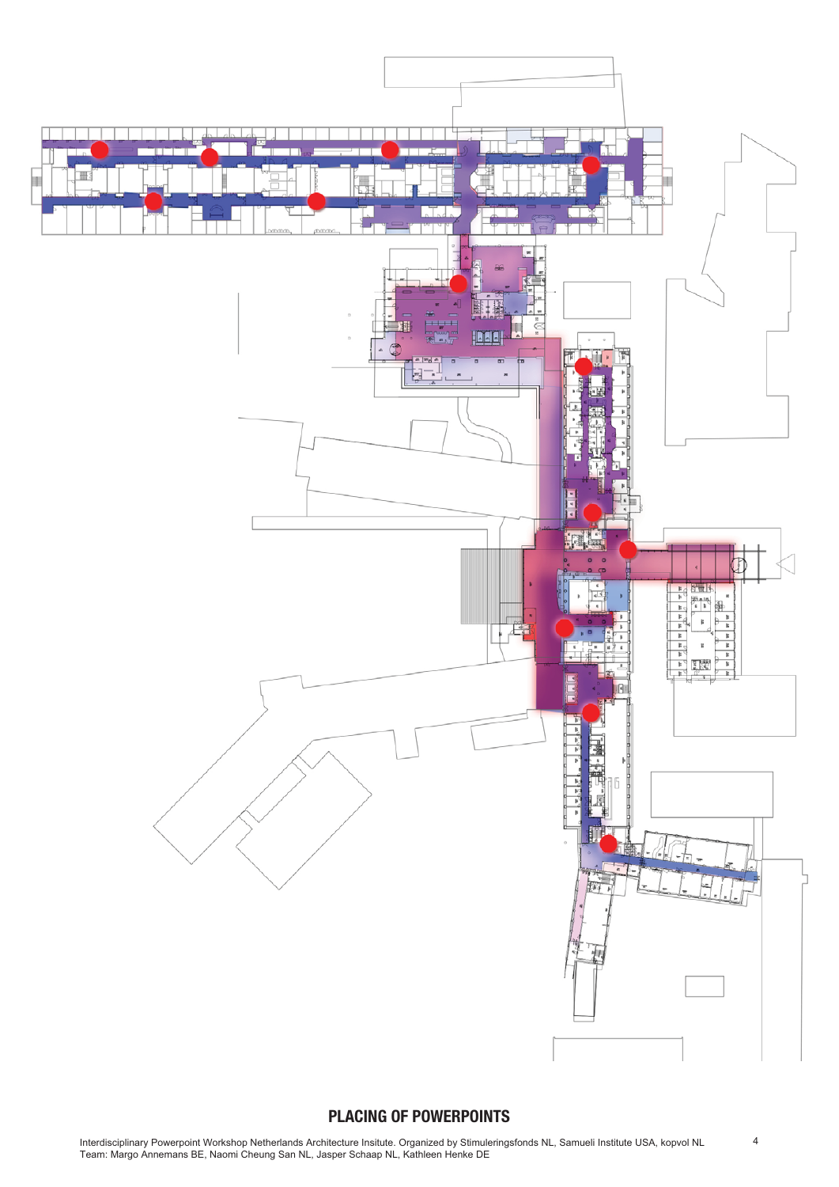## PLACING OF POWERPOINTS

Interdisciplinary Powerpoint Workshop Netherlands Architecture Insitute. Organized by Stimuleringsfonds NL, Samueli Institute USA, kopvol NL
Team: Margo Annemans BE, Naomi Cheung San NL, Jasper Schaap NL, Kathleen Henke DE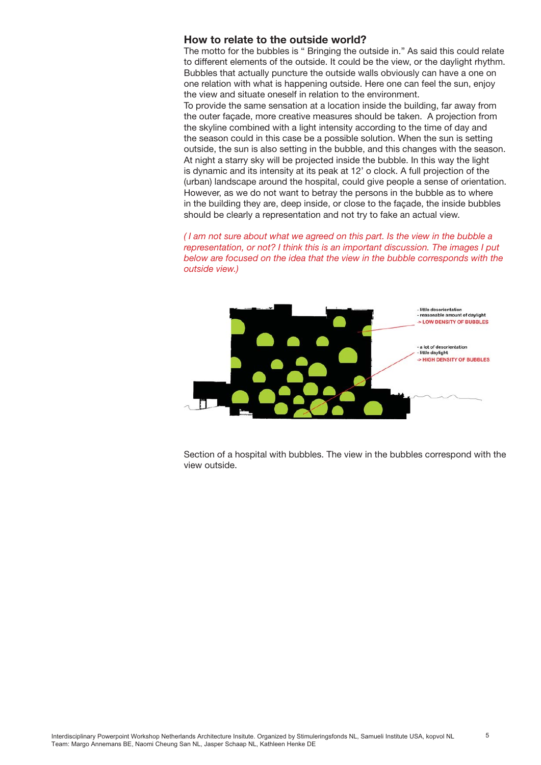## How to relate to the outside world?

The motto for the bubbles is " Bringing the outside in." As said this could relate to different elements of the outside. It could be the view, or the daylight rhythm. Bubbles that actually puncture the outside walls obviously can have a one on one relation with what is happening outside. Here one can feel the sun, enjoy the view and situate oneself in relation to the environment.

To provide the same sensation at a location inside the building, far away from the outer façade, more creative measures should be taken. A projection from the skyline combined with a light intensity according to the time of day and the season could in this case be a possible solution. When the sun is setting outside, the sun is also setting in the bubble, and this changes with the season. At night a starry sky will be projected inside the bubble. In this way the light is dynamic and its intensity at its peak at 12' o clock. A full projection of the (urban) landscape around the hospital, could give people a sense of orientation. However, as we do not want to betray the persons in the bubble as to where in the building they are, deep inside, or close to the façade, the inside bubbles should be clearly a representation and not try to fake an actual view.

*( I am not sure about what we agreed on this part. Is the view in the bubble a representation, or not? I think this is an important discussion. The images I put below are focused on the idea that the view in the bubble corresponds with the outside view.)*

- little desorientation
- reasonable amount of daylight
-> LOW DENSITY OF BUBBLES

- a lot of desorientation
- little daylight
-> HIGH DENSITY OF BUBBLES

Section of a hospital with bubbles. The view in the bubbles correspond with the view outside.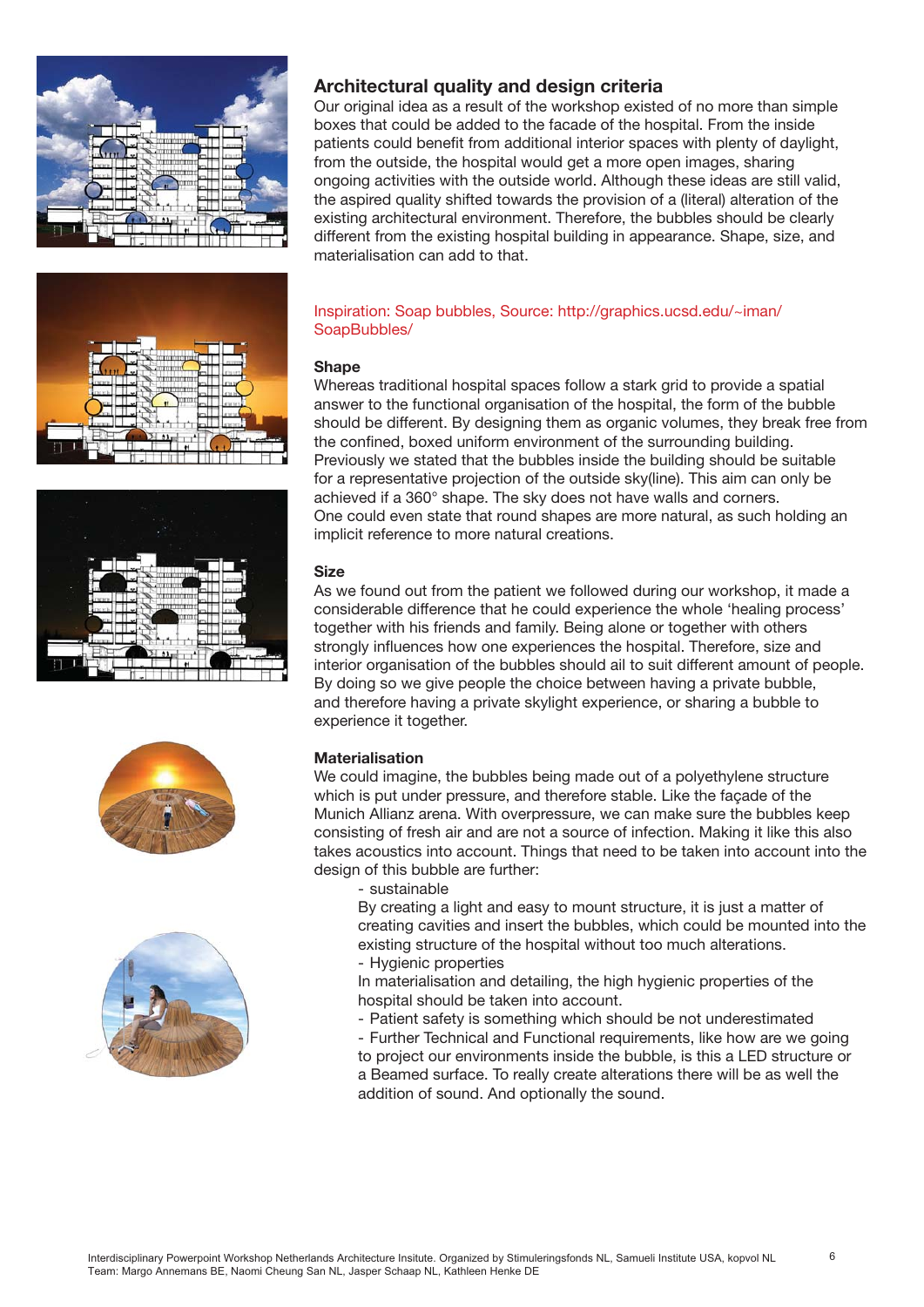## Architectural quality and design criteria

Our original idea as a result of the workshop existed of no more than simple boxes that could be added to the facade of the hospital. From the inside patients could benefit from additional interior spaces with plenty of daylight, from the outside, the hospital would get a more open images, sharing ongoing activities with the outside world. Although these ideas are still valid, the aspired quality shifted towards the provision of a (literal) alteration of the existing architectural environment. Therefore, the bubbles should be clearly different from the existing hospital building in appearance. Shape, size, and materialisation can add to that.

Inspiration: Soap bubbles, Source: http://graphics.ucsd.edu/~iman/SoapBubbles/

### Shape

Whereas traditional hospital spaces follow a stark grid to provide a spatial answer to the functional organisation of the hospital, the form of the bubble should be different. By designing them as organic volumes, they break free from the confined, boxed uniform environment of the surrounding building. Previously we stated that the bubbles inside the building should be suitable for a representative projection of the outside sky(line). This aim can only be achieved if a 360° shape. The sky does not have walls and corners. One could even state that round shapes are more natural, as such holding an implicit reference to more natural creations.

### Size

As we found out from the patient we followed during our workshop, it made a considerable difference that he could experience the whole 'healing process' together with his friends and family. Being alone or together with others strongly influences how one experiences the hospital. Therefore, size and interior organisation of the bubbles should ail to suit different amount of people. By doing so we give people the choice between having a private bubble, and therefore having a private skylight experience, or sharing a bubble to experience it together.

### Materialisation

We could imagine, the bubbles being made out of a polyethylene structure which is put under pressure, and therefore stable. Like the façade of the Munich Allianz arena. With overpressure, we can make sure the bubbles keep consisting of fresh air and are not a source of infection. Making it like this also takes acoustics into account. Things that need to be taken into account into the design of this bubble are further:

- sustainable

  By creating a light and easy to mount structure, it is just a matter of creating cavities and insert the bubbles, which could be mounted into the existing structure of the hospital without too much alterations.

- Hygienic properties

  In materialisation and detailing, the high hygienic properties of the hospital should be taken into account.

- Patient safety is something which should be not underestimated
- Further Technical and Functional requirements, like how are we going to project our environments inside the bubble, is this a LED structure or a Beamed surface. To really create alterations there will be as well the addition of sound. And optionally the sound.

Interdisciplinary Powerpoint Workshop Netherlands Architecture Insitute. Organized by Stimuleringsfonds NL, Samueli Institute USA, kopvol NL
Team: Margo Annemans BE, Naomi Cheung San NL, Jasper Schaap NL, Kathleen Henke DE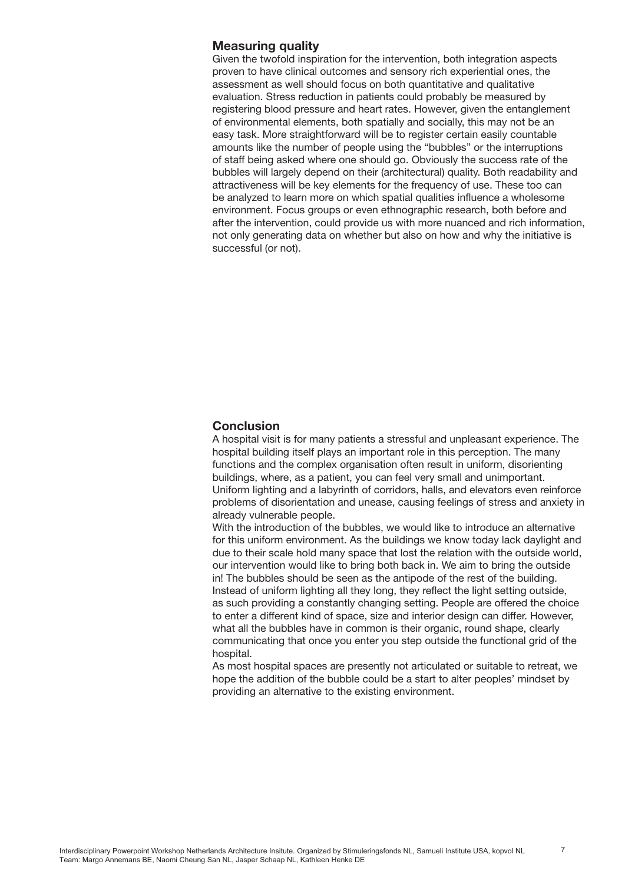## Measuring quality

Given the twofold inspiration for the intervention, both integration aspects proven to have clinical outcomes and sensory rich experiential ones, the assessment as well should focus on both quantitative and qualitative evaluation. Stress reduction in patients could probably be measured by registering blood pressure and heart rates. However, given the entanglement of environmental elements, both spatially and socially, this may not be an easy task. More straightforward will be to register certain easily countable amounts like the number of people using the "bubbles" or the interruptions of staff being asked where one should go. Obviously the success rate of the bubbles will largely depend on their (architectural) quality. Both readability and attractiveness will be key elements for the frequency of use. These too can be analyzed to learn more on which spatial qualities influence a wholesome environment. Focus groups or even ethnographic research, both before and after the intervention, could provide us with more nuanced and rich information, not only generating data on whether but also on how and why the initiative is successful (or not).

## Conclusion

A hospital visit is for many patients a stressful and unpleasant experience. The hospital building itself plays an important role in this perception. The many functions and the complex organisation often result in uniform, disorienting buildings, where, as a patient, you can feel very small and unimportant. Uniform lighting and a labyrinth of corridors, halls, and elevators even reinforce problems of disorientation and unease, causing feelings of stress and anxiety in already vulnerable people.

With the introduction of the bubbles, we would like to introduce an alternative for this uniform environment. As the buildings we know today lack daylight and due to their scale hold many space that lost the relation with the outside world, our intervention would like to bring both back in. We aim to bring the outside in! The bubbles should be seen as the antipode of the rest of the building. Instead of uniform lighting all they long, they reflect the light setting outside, as such providing a constantly changing setting. People are offered the choice to enter a different kind of space, size and interior design can differ. However, what all the bubbles have in common is their organic, round shape, clearly communicating that once you enter you step outside the functional grid of the hospital.

As most hospital spaces are presently not articulated or suitable to retreat, we hope the addition of the bubble could be a start to alter peoples' mindset by providing an alternative to the existing environment.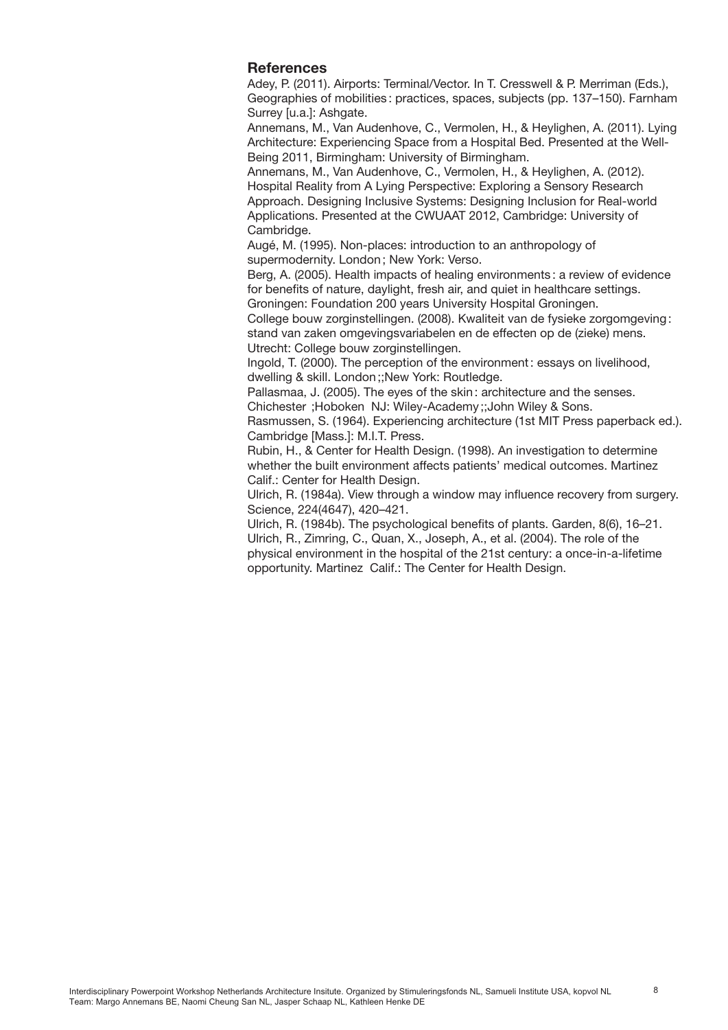## References

Adey, P. (2011). Airports: Terminal/Vector. In T. Cresswell & P. Merriman (Eds.), Geographies of mobilities : practices, spaces, subjects (pp. 137–150). Farnham Surrey [u.a.]: Ashgate.

Annemans, M., Van Audenhove, C., Vermolen, H., & Heylighen, A. (2011). Lying Architecture: Experiencing Space from a Hospital Bed. Presented at the Well-Being 2011, Birmingham: University of Birmingham.

Annemans, M., Van Audenhove, C., Vermolen, H., & Heylighen, A. (2012). Hospital Reality from A Lying Perspective: Exploring a Sensory Research Approach. Designing Inclusive Systems: Designing Inclusion for Real-world Applications. Presented at the CWUAAT 2012, Cambridge: University of Cambridge.

Augé, M. (1995). Non-places: introduction to an anthropology of supermodernity. London ; New York: Verso.

Berg, A. (2005). Health impacts of healing environments : a review of evidence for benefits of nature, daylight, fresh air, and quiet in healthcare settings. Groningen: Foundation 200 years University Hospital Groningen.

College bouw zorginstellingen. (2008). Kwaliteit van de fysieke zorgomgeving : stand van zaken omgevingsvariabelen en de effecten op de (zieke) mens. Utrecht: College bouw zorginstellingen.

Ingold, T. (2000). The perception of the environment : essays on livelihood, dwelling & skill. London ;;New York: Routledge.

Pallasmaa, J. (2005). The eyes of the skin : architecture and the senses. Chichester ;Hoboken NJ: Wiley-Academy ;;John Wiley & Sons.

Rasmussen, S. (1964). Experiencing architecture (1st MIT Press paperback ed.). Cambridge [Mass.]: M.I.T. Press.

Rubin, H., & Center for Health Design. (1998). An investigation to determine whether the built environment affects patients' medical outcomes. Martinez Calif.: Center for Health Design.

Ulrich, R. (1984a). View through a window may influence recovery from surgery. Science, 224(4647), 420–421.

Ulrich, R. (1984b). The psychological benefits of plants. Garden, 8(6), 16–21.

Ulrich, R., Zimring, C., Quan, X., Joseph, A., et al. (2004). The role of the physical environment in the hospital of the 21st century: a once-in-a-lifetime opportunity. Martinez Calif.: The Center for Health Design.